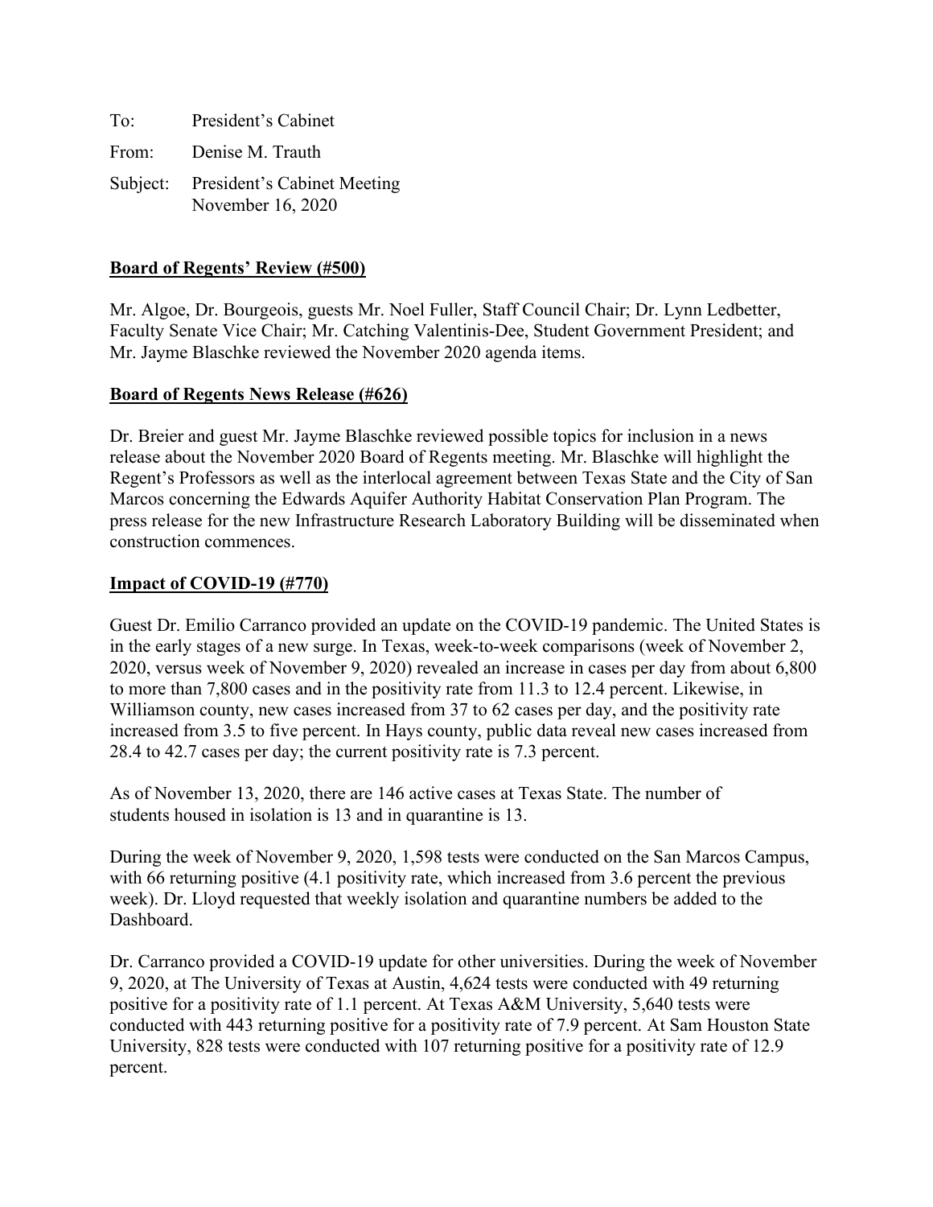To: President's Cabinet

From: Denise M. Trauth

Subject: President's Cabinet Meeting
November 16, 2020

**Board of Regents' Review (#500)**

Mr. Algoe, Dr. Bourgeois, guests Mr. Noel Fuller, Staff Council Chair; Dr. Lynn Ledbetter, Faculty Senate Vice Chair; Mr. Catching Valentinis-Dee, Student Government President; and Mr. Jayme Blaschke reviewed the November 2020 agenda items.

**Board of Regents News Release (#626)**

Dr. Breier and guest Mr. Jayme Blaschke reviewed possible topics for inclusion in a news release about the November 2020 Board of Regents meeting. Mr. Blaschke will highlight the Regent's Professors as well as the interlocal agreement between Texas State and the City of San Marcos concerning the Edwards Aquifer Authority Habitat Conservation Plan Program. The press release for the new Infrastructure Research Laboratory Building will be disseminated when construction commences.

**Impact of COVID-19 (#770)**

Guest Dr. Emilio Carranco provided an update on the COVID-19 pandemic. The United States is in the early stages of a new surge. In Texas, week-to-week comparisons (week of November 2, 2020, versus week of November 9, 2020) revealed an increase in cases per day from about 6,800 to more than 7,800 cases and in the positivity rate from 11.3 to 12.4 percent. Likewise, in Williamson county, new cases increased from 37 to 62 cases per day, and the positivity rate increased from 3.5 to five percent. In Hays county, public data reveal new cases increased from 28.4 to 42.7 cases per day; the current positivity rate is 7.3 percent.

As of November 13, 2020, there are 146 active cases at Texas State. The number of students housed in isolation is 13 and in quarantine is 13.

During the week of November 9, 2020, 1,598 tests were conducted on the San Marcos Campus, with 66 returning positive (4.1 positivity rate, which increased from 3.6 percent the previous week). Dr. Lloyd requested that weekly isolation and quarantine numbers be added to the Dashboard.

Dr. Carranco provided a COVID-19 update for other universities. During the week of November 9, 2020, at The University of Texas at Austin, 4,624 tests were conducted with 49 returning positive for a positivity rate of 1.1 percent. At Texas A&M University, 5,640 tests were conducted with 443 returning positive for a positivity rate of 7.9 percent. At Sam Houston State University, 828 tests were conducted with 107 returning positive for a positivity rate of 12.9 percent.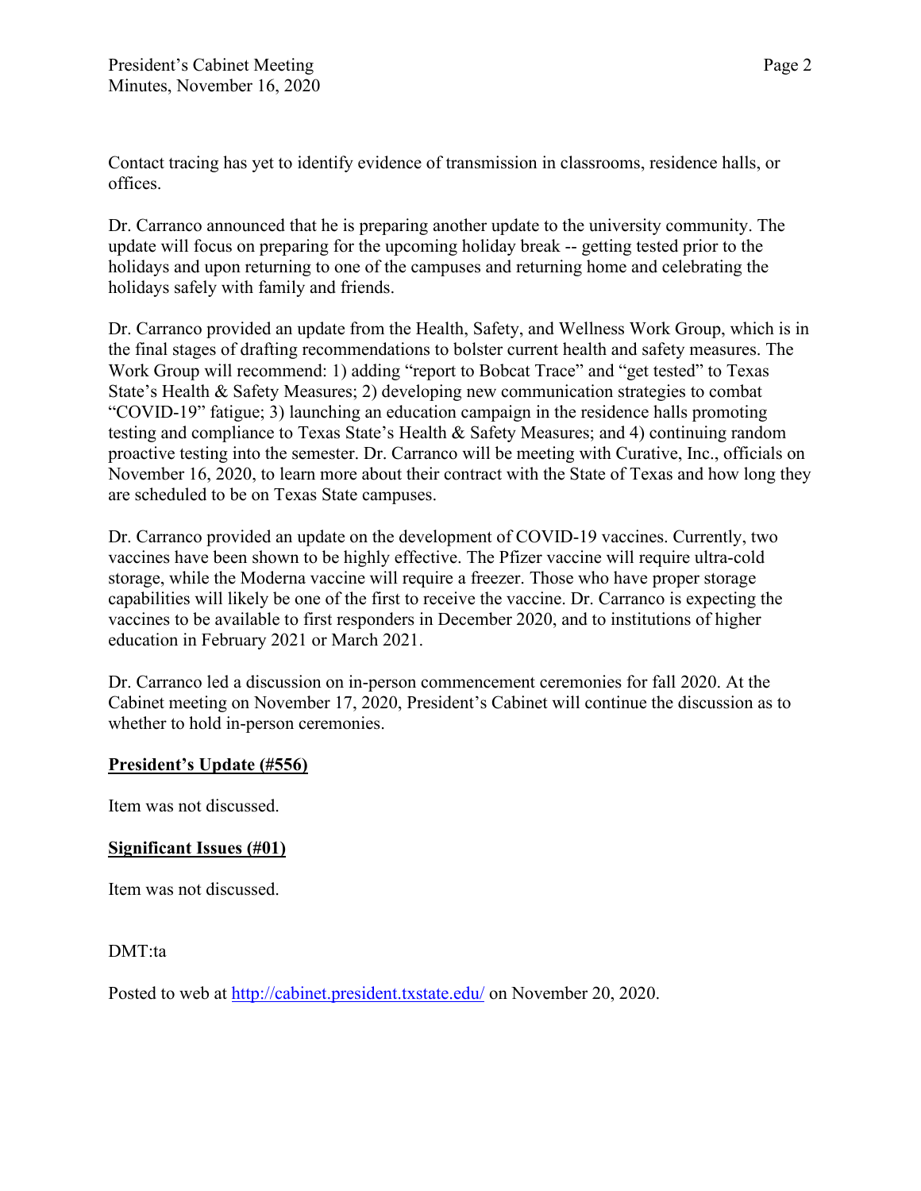Contact tracing has yet to identify evidence of transmission in classrooms, residence halls, or offices.

Dr. Carranco announced that he is preparing another update to the university community. The update will focus on preparing for the upcoming holiday break -- getting tested prior to the holidays and upon returning to one of the campuses and returning home and celebrating the holidays safely with family and friends.

Dr. Carranco provided an update from the Health, Safety, and Wellness Work Group, which is in the final stages of drafting recommendations to bolster current health and safety measures. The Work Group will recommend: 1) adding "report to Bobcat Trace" and "get tested" to Texas State's Health & Safety Measures; 2) developing new communication strategies to combat "COVID-19" fatigue; 3) launching an education campaign in the residence halls promoting testing and compliance to Texas State's Health & Safety Measures; and 4) continuing random proactive testing into the semester. Dr. Carranco will be meeting with Curative, Inc., officials on November 16, 2020, to learn more about their contract with the State of Texas and how long they are scheduled to be on Texas State campuses.

Dr. Carranco provided an update on the development of COVID-19 vaccines. Currently, two vaccines have been shown to be highly effective. The Pfizer vaccine will require ultra-cold storage, while the Moderna vaccine will require a freezer. Those who have proper storage capabilities will likely be one of the first to receive the vaccine. Dr. Carranco is expecting the vaccines to be available to first responders in December 2020, and to institutions of higher education in February 2021 or March 2021.

Dr. Carranco led a discussion on in-person commencement ceremonies for fall 2020. At the Cabinet meeting on November 17, 2020, President's Cabinet will continue the discussion as to whether to hold in-person ceremonies.

**President's Update (#556)**

Item was not discussed.

**Significant Issues (#01)**

Item was not discussed.

DMT:ta

Posted to web at http://cabinet.president.txstate.edu/ on November 20, 2020.